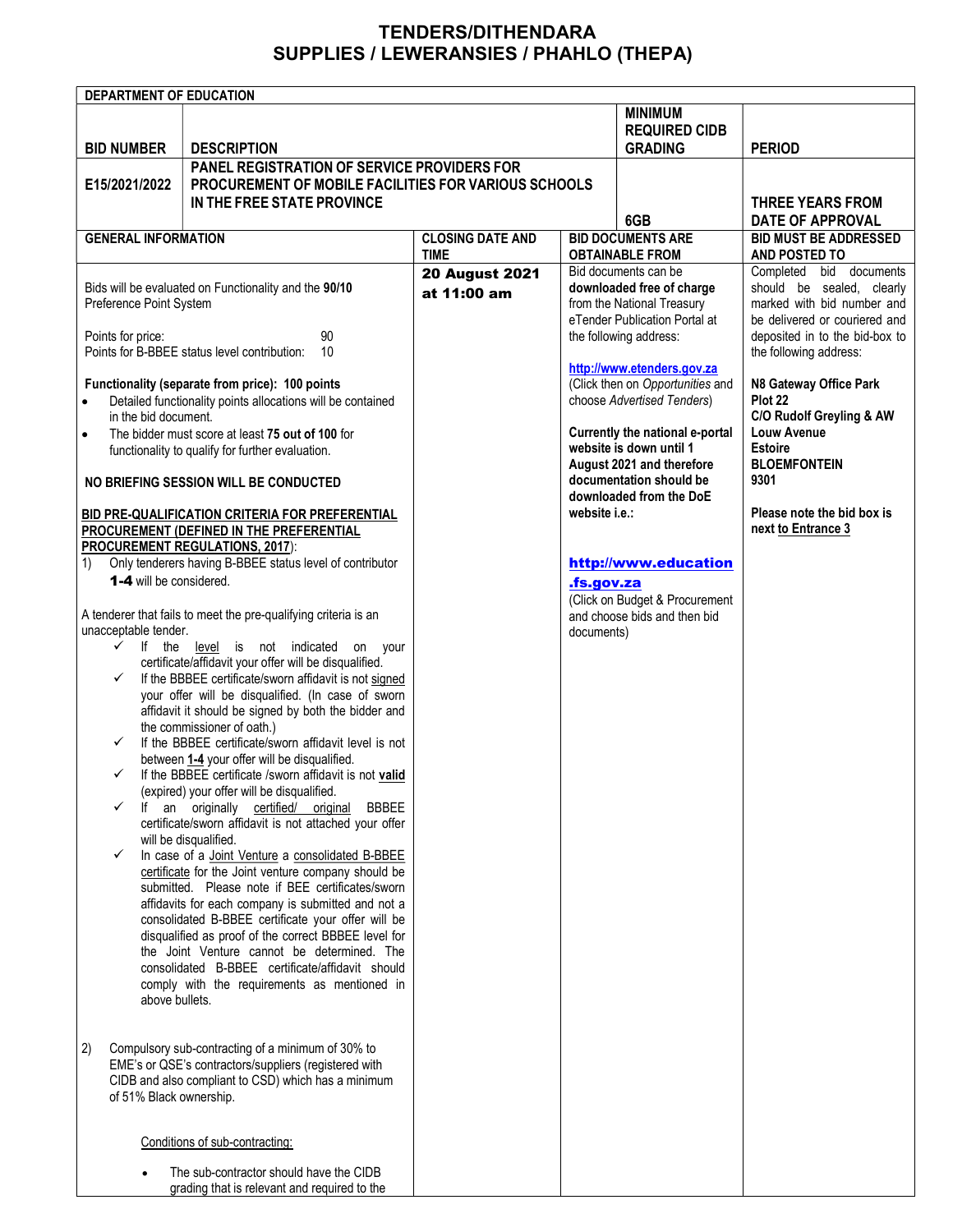# TENDERS/DITHENDARA
# SUPPLIES / LEWERANSIES / PHAHLO (THEPA)

**DEPARTMENT OF EDUCATION**

| BID NUMBER | DESCRIPTION | MINIMUM REQUIRED CIDB GRADING | PERIOD |
|---|---|---|---|
| E15/2021/2022 | PANEL REGISTRATION OF SERVICE PROVIDERS FOR PROCUREMENT OF MOBILE FACILITIES FOR VARIOUS SCHOOLS IN THE FREE STATE PROVINCE | 6GB | THREE YEARS FROM DATE OF APPROVAL |

| GENERAL INFORMATION | CLOSING DATE AND TIME | BID DOCUMENTS ARE OBTAINABLE FROM | BID MUST BE ADDRESSED AND POSTED TO |
|---|---|---|---|
| Bids will be evaluated on Functionality and the **90/10** Preference Point System<br><br>Points for price: 90<br>Points for B-BBEE status level contribution: 10<br><br>**Functionality (separate from price): 100 points**<br>• Detailed functionality points allocations will be contained in the bid document.<br>• The bidder must score at least **75 out of 100** for functionality to qualify for further evaluation.<br><br>**NO BRIEFING SESSION WILL BE CONDUCTED**<br><br>**BID PRE-QUALIFICATION CRITERIA FOR PREFERENTIAL PROCUREMENT (DEFINED IN THE PREFERENTIAL PROCUREMENT REGULATIONS, 2017)**:<br>1) Only tenderers having B-BBEE status level of contributor **1-4** will be considered.<br><br>A tenderer that fails to meet the pre-qualifying criteria is an unacceptable tender.<br>✓ If the level is not indicated on your certificate/affidavit your offer will be disqualified.<br>✓ If the BBBEE certificate/sworn affidavit is not signed your offer will be disqualified. (In case of sworn affidavit it should be signed by both the bidder and the commissioner of oath.)<br>✓ If the BBBEE certificate/sworn affidavit level is not between **1-4** your offer will be disqualified.<br>✓ If the BBBEE certificate /sworn affidavit is not **valid** (expired) your offer will be disqualified.<br>✓ If an originally certified/ original BBBEE certificate/sworn affidavit is not attached your offer will be disqualified.<br>✓ In case of a Joint Venture a consolidated B-BBEE certificate for the Joint venture company should be submitted. Please note if BEE certificates/sworn affidavits for each company is submitted and not a consolidated B-BBEE certificate your offer will be disqualified as proof of the correct BBBEE level for the Joint Venture cannot be determined. The consolidated B-BBEE certificate/affidavit should comply with the requirements as mentioned in above bullets.<br><br>2) Compulsory sub-contracting of a minimum of 30% to EME's or QSE's contractors/suppliers (registered with CIDB and also compliant to CSD) which has a minimum of 51% Black ownership.<br><br>Conditions of sub-contracting:<br>• The sub-contractor should have the CIDB grading that is relevant and required to the | **20 August 2021 at 11:00 am** | Bid documents can be **downloaded free of charge** from the National Treasury eTender Publication Portal at the following address:<br><br>**http://www.etenders.gov.za**<br>(Click then on *Opportunities* and choose *Advertised Tenders*)<br><br>**Currently the national e-portal website is down until 1 August 2021 and therefore documentation should be downloaded from the DoE website i.e.:**<br><br>**http://www.education.fs.gov.za**<br>(Click on Budget & Procurement and choose bids and then bid documents) | Completed bid documents should be sealed, clearly marked with bid number and be delivered or couriered and deposited in to the bid-box to the following address:<br><br>**N8 Gateway Office Park**<br>**Plot 22**<br>**C/O Rudolf Greyling & AW Louw Avenue**<br>**Estoire**<br>**BLOEMFONTEIN**<br>**9301**<br><br>**Please note the bid box is next to Entrance 3** |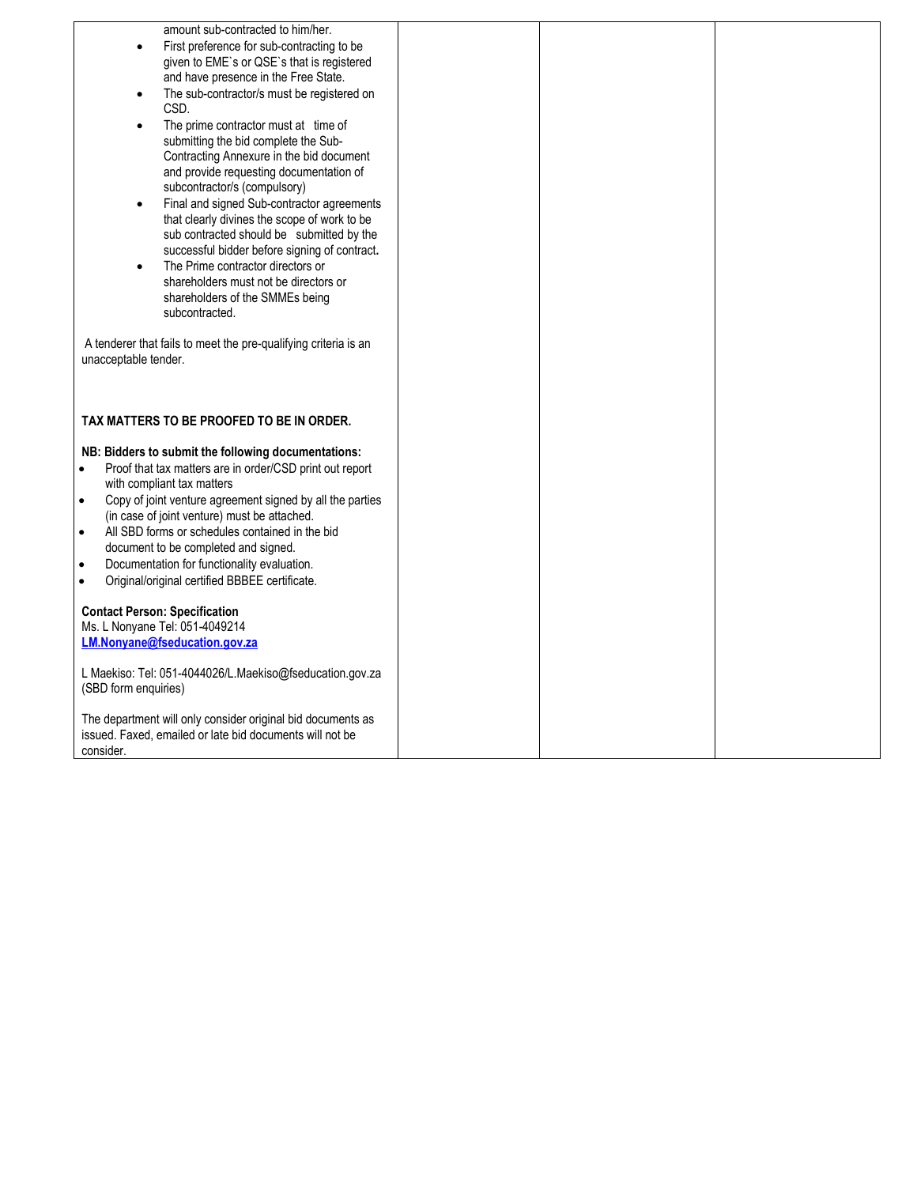| | | | |
|---|---|---|---|
| amount sub-contracted to him/her.<br>• First preference for sub-contracting to be given to EME`s or QSE`s that is registered and have presence in the Free State.<br>• The sub-contractor/s must be registered on CSD.<br>• The prime contractor must at time of submitting the bid complete the Sub-Contracting Annexure in the bid document and provide requesting documentation of subcontractor/s (compulsory)<br>• Final and signed Sub-contractor agreements that clearly divines the scope of work to be sub contracted should be submitted by the successful bidder before signing of contract.<br>• The Prime contractor directors or shareholders must not be directors or shareholders of the SMMEs being subcontracted.<br><br>A tenderer that fails to meet the pre-qualifying criteria is an unacceptable tender.<br><br>**TAX MATTERS TO BE PROOFED TO BE IN ORDER.**<br><br>**NB: Bidders to submit the following documentations:**<br>• Proof that tax matters are in order/CSD print out report with compliant tax matters<br>• Copy of joint venture agreement signed by all the parties (in case of joint venture) must be attached.<br>• All SBD forms or schedules contained in the bid document to be completed and signed.<br>• Documentation for functionality evaluation.<br>• Original/original certified BBBEE certificate.<br><br>**Contact Person: Specification**<br>Ms. L Nonyane Tel: 051-4049214<br>**LM.Nonyane@fseducation.gov.za**<br><br>L Maekiso: Tel: 051-4044026/L.Maekiso@fseducation.gov.za (SBD form enquiries)<br><br>The department will only consider original bid documents as issued. Faxed, emailed or late bid documents will not be consider. | | | |